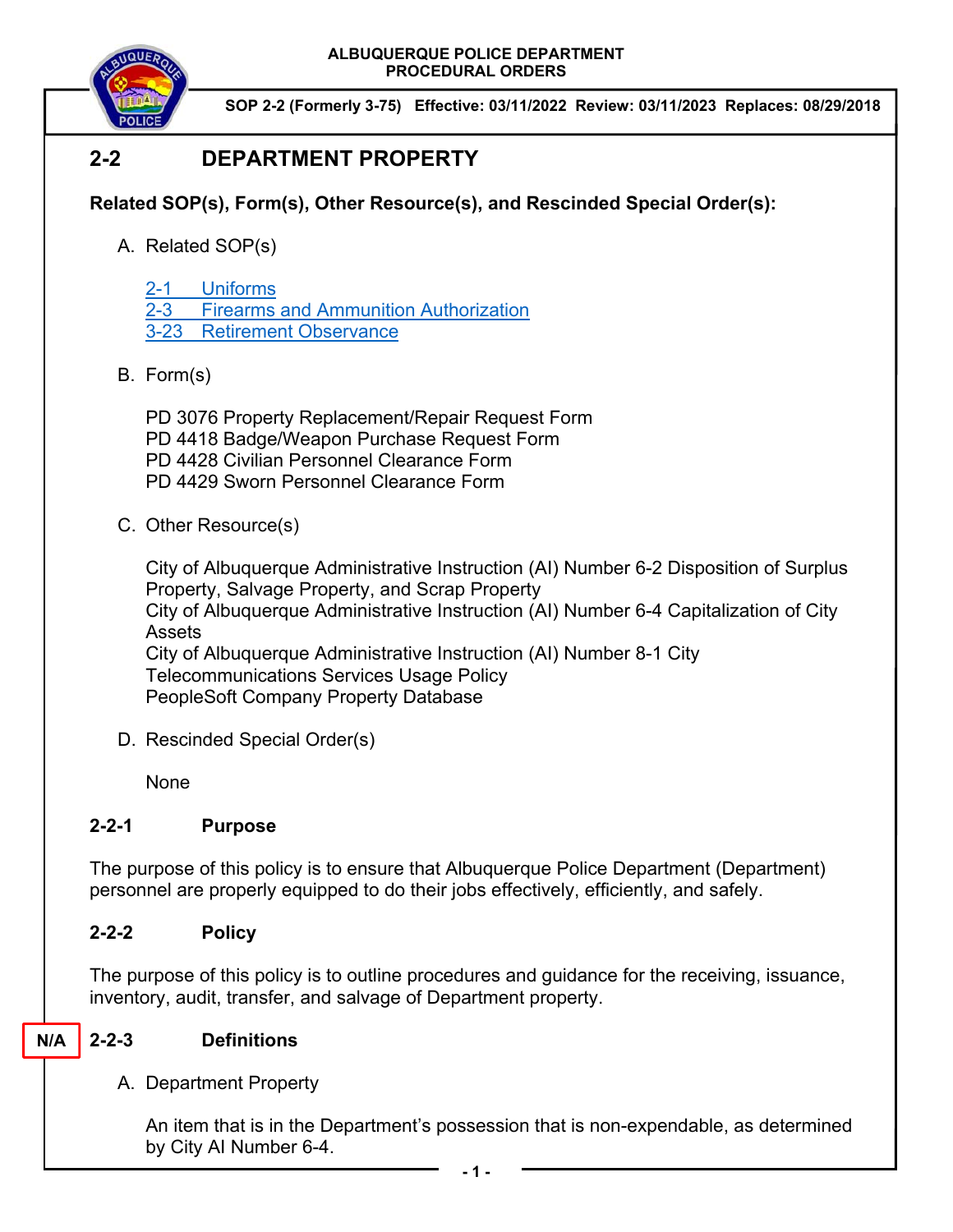ALBUQUERQUE POLICE DEPARTMENT
PROCEDURAL ORDERS

**SOP 2-2 (Formerly 3-75) Effective: 03/11/2022 Review: 03/11/2023 Replaces: 08/29/2018**

# 2-2 DEPARTMENT PROPERTY

**Related SOP(s), Form(s), Other Resource(s), and Rescinded Special Order(s):**

A. Related SOP(s)

2-1 Uniforms
2-3 Firearms and Ammunition Authorization
3-23 Retirement Observance

B. Form(s)

PD 3076 Property Replacement/Repair Request Form
PD 4418 Badge/Weapon Purchase Request Form
PD 4428 Civilian Personnel Clearance Form
PD 4429 Sworn Personnel Clearance Form

C. Other Resource(s)

City of Albuquerque Administrative Instruction (AI) Number 6-2 Disposition of Surplus Property, Salvage Property, and Scrap Property
City of Albuquerque Administrative Instruction (AI) Number 6-4 Capitalization of City Assets
City of Albuquerque Administrative Instruction (AI) Number 8-1 City Telecommunications Services Usage Policy
PeopleSoft Company Property Database

D. Rescinded Special Order(s)

None

## 2-2-1 Purpose

The purpose of this policy is to ensure that Albuquerque Police Department (Department) personnel are properly equipped to do their jobs effectively, efficiently, and safely.

## 2-2-2 Policy

The purpose of this policy is to outline procedures and guidance for the receiving, issuance, inventory, audit, transfer, and salvage of Department property.

## N/A 2-2-3 Definitions

A. Department Property

An item that is in the Department's possession that is non-expendable, as determined by City AI Number 6-4.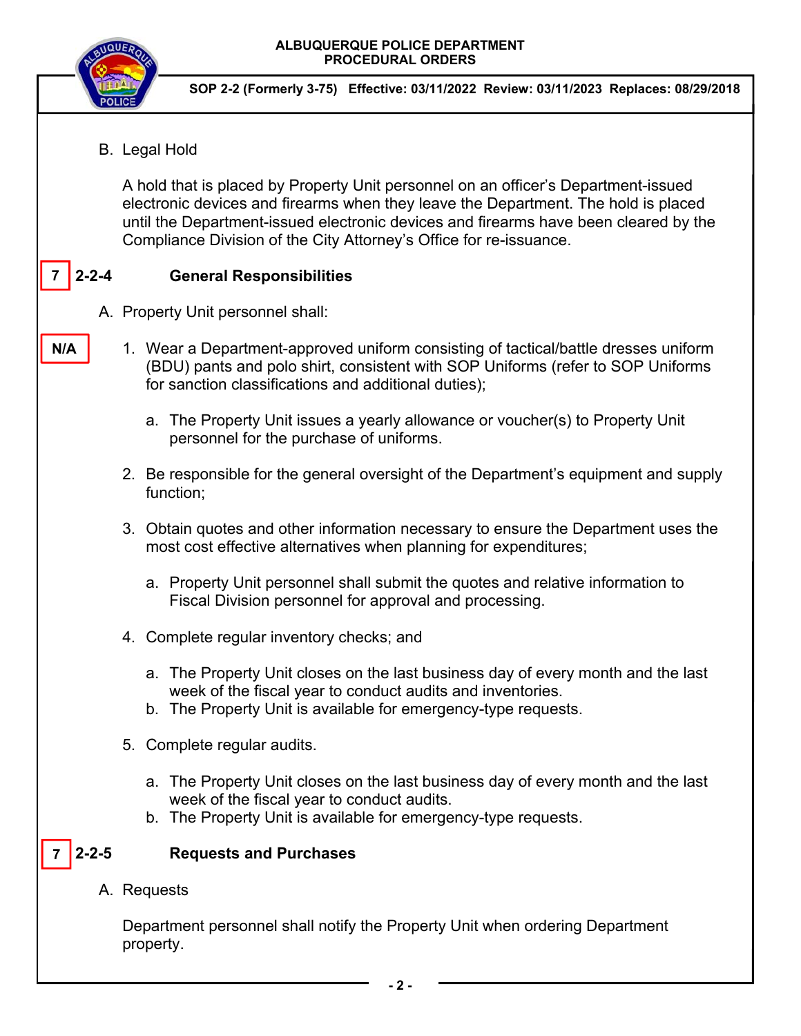B. Legal Hold

A hold that is placed by Property Unit personnel on an officer's Department-issued electronic devices and firearms when they leave the Department. The hold is placed until the Department-issued electronic devices and firearms have been cleared by the Compliance Division of the City Attorney's Office for re-issuance.

## 7 2-2-4 General Responsibilities

A. Property Unit personnel shall:

N/A

1. Wear a Department-approved uniform consisting of tactical/battle dresses uniform (BDU) pants and polo shirt, consistent with SOP Uniforms (refer to SOP Uniforms for sanction classifications and additional duties);
   a. The Property Unit issues a yearly allowance or voucher(s) to Property Unit personnel for the purchase of uniforms.
2. Be responsible for the general oversight of the Department's equipment and supply function;
3. Obtain quotes and other information necessary to ensure the Department uses the most cost effective alternatives when planning for expenditures;
   a. Property Unit personnel shall submit the quotes and relative information to Fiscal Division personnel for approval and processing.
4. Complete regular inventory checks; and
   a. The Property Unit closes on the last business day of every month and the last week of the fiscal year to conduct audits and inventories.
   b. The Property Unit is available for emergency-type requests.
5. Complete regular audits.
   a. The Property Unit closes on the last business day of every month and the last week of the fiscal year to conduct audits.
   b. The Property Unit is available for emergency-type requests.

## 7 2-2-5 Requests and Purchases

A. Requests

Department personnel shall notify the Property Unit when ordering Department property.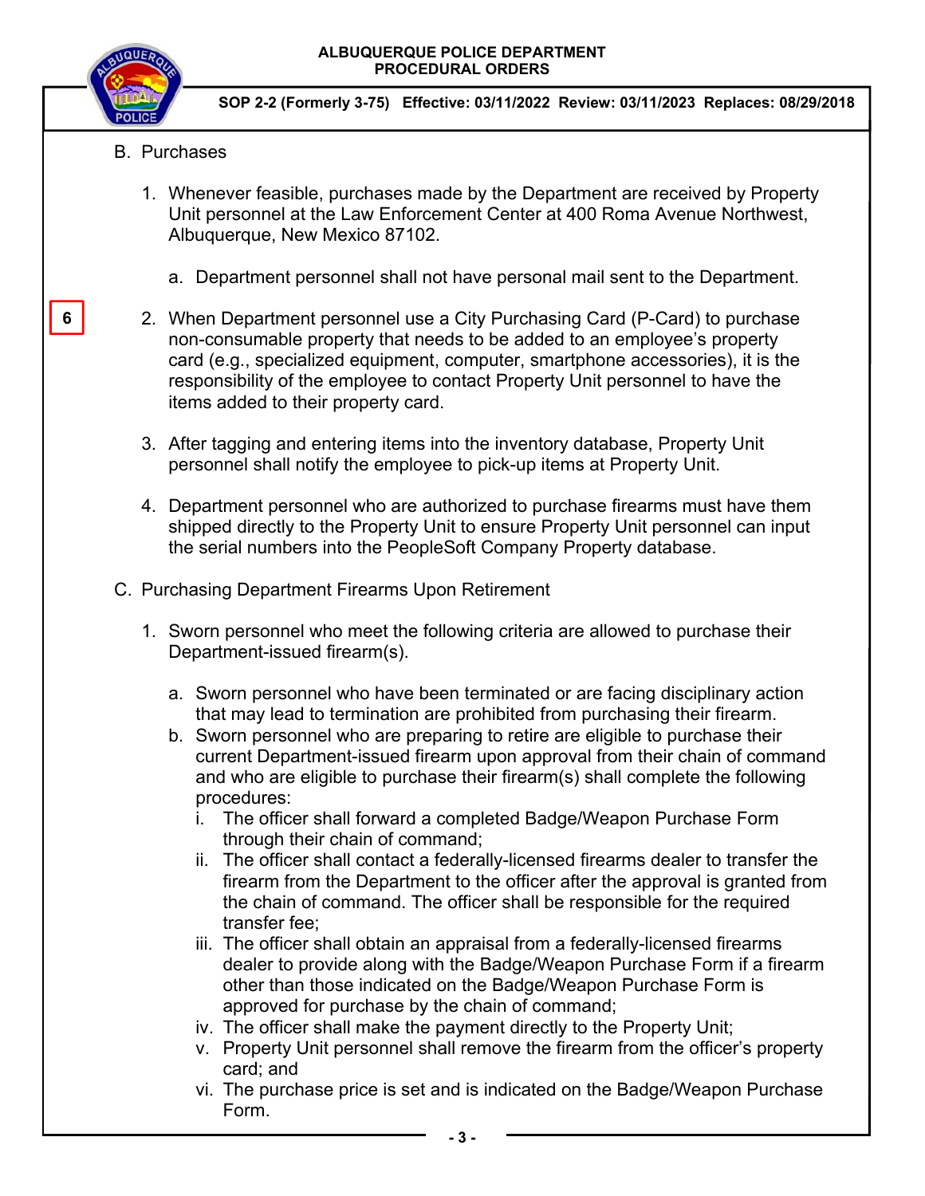B. Purchases

1. Whenever feasible, purchases made by the Department are received by Property Unit personnel at the Law Enforcement Center at 400 Roma Avenue Northwest, Albuquerque, New Mexico 87102.

   a. Department personnel shall not have personal mail sent to the Department.

6

2. When Department personnel use a City Purchasing Card (P-Card) to purchase non-consumable property that needs to be added to an employee's property card (e.g., specialized equipment, computer, smartphone accessories), it is the responsibility of the employee to contact Property Unit personnel to have the items added to their property card.

3. After tagging and entering items into the inventory database, Property Unit personnel shall notify the employee to pick-up items at Property Unit.

4. Department personnel who are authorized to purchase firearms must have them shipped directly to the Property Unit to ensure Property Unit personnel can input the serial numbers into the PeopleSoft Company Property database.

C. Purchasing Department Firearms Upon Retirement

1. Sworn personnel who meet the following criteria are allowed to purchase their Department-issued firearm(s).

   a. Sworn personnel who have been terminated or are facing disciplinary action that may lead to termination are prohibited from purchasing their firearm.
   b. Sworn personnel who are preparing to retire are eligible to purchase their current Department-issued firearm upon approval from their chain of command and who are eligible to purchase their firearm(s) shall complete the following procedures:
      i. The officer shall forward a completed Badge/Weapon Purchase Form through their chain of command;
      ii. The officer shall contact a federally-licensed firearms dealer to transfer the firearm from the Department to the officer after the approval is granted from the chain of command. The officer shall be responsible for the required transfer fee;
      iii. The officer shall obtain an appraisal from a federally-licensed firearms dealer to provide along with the Badge/Weapon Purchase Form if a firearm other than those indicated on the Badge/Weapon Purchase Form is approved for purchase by the chain of command;
      iv. The officer shall make the payment directly to the Property Unit;
      v. Property Unit personnel shall remove the firearm from the officer's property card; and
      vi. The purchase price is set and is indicated on the Badge/Weapon Purchase Form.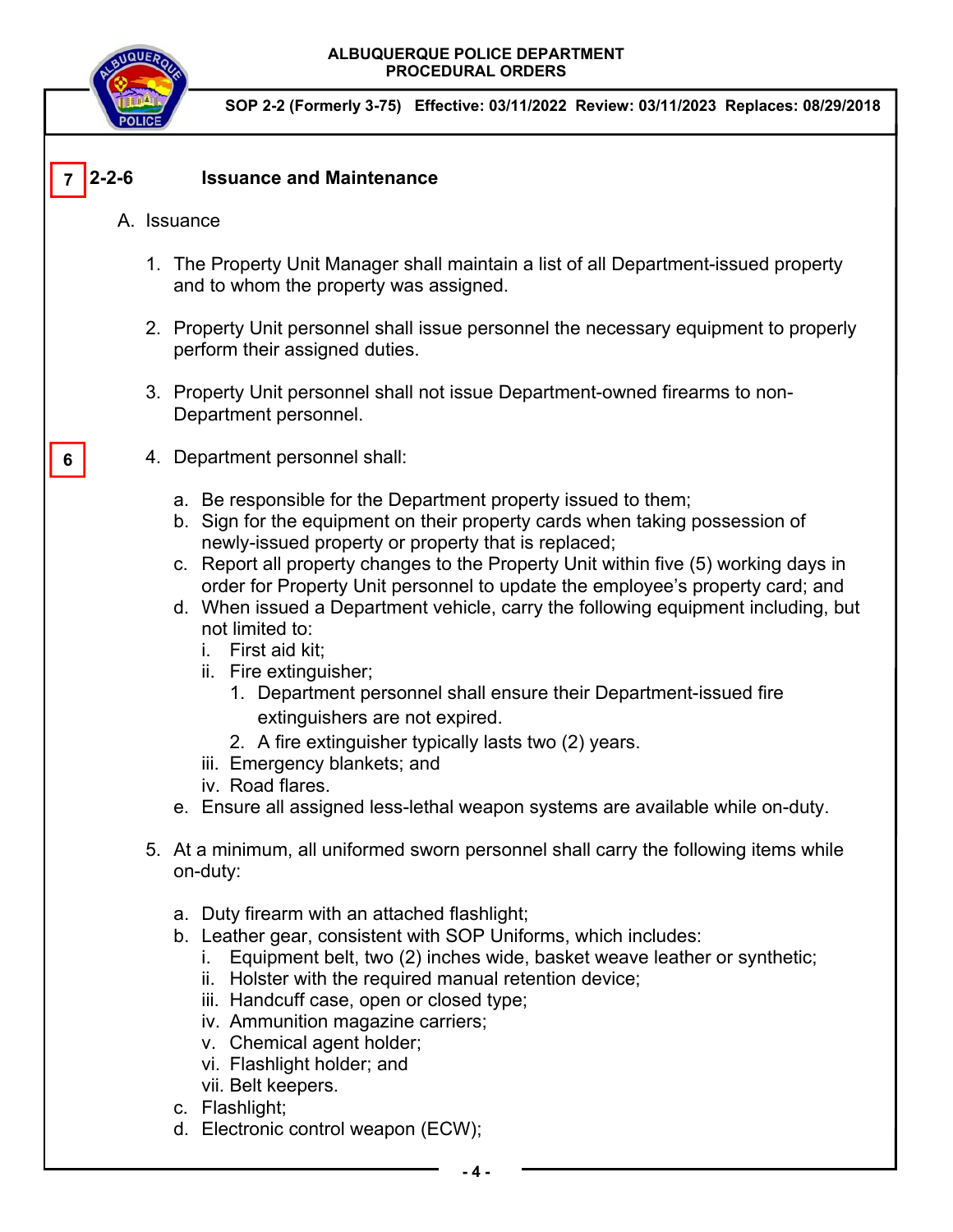7 **2-2-6 Issuance and Maintenance**

A. Issuance

1. The Property Unit Manager shall maintain a list of all Department-issued property and to whom the property was assigned.

2. Property Unit personnel shall issue personnel the necessary equipment to properly perform their assigned duties.

3. Property Unit personnel shall not issue Department-owned firearms to non-Department personnel.

6 4. Department personnel shall:

   a. Be responsible for the Department property issued to them;
   b. Sign for the equipment on their property cards when taking possession of newly-issued property or property that is replaced;
   c. Report all property changes to the Property Unit within five (5) working days in order for Property Unit personnel to update the employee's property card; and
   d. When issued a Department vehicle, carry the following equipment including, but not limited to:
      i. First aid kit;
      ii. Fire extinguisher;
         1. Department personnel shall ensure their Department-issued fire extinguishers are not expired.
         2. A fire extinguisher typically lasts two (2) years.
      iii. Emergency blankets; and
      iv. Road flares.
   e. Ensure all assigned less-lethal weapon systems are available while on-duty.

5. At a minimum, all uniformed sworn personnel shall carry the following items while on-duty:

   a. Duty firearm with an attached flashlight;
   b. Leather gear, consistent with SOP Uniforms, which includes:
      i. Equipment belt, two (2) inches wide, basket weave leather or synthetic;
      ii. Holster with the required manual retention device;
      iii. Handcuff case, open or closed type;
      iv. Ammunition magazine carriers;
      v. Chemical agent holder;
      vi. Flashlight holder; and
      vii. Belt keepers.
   c. Flashlight;
   d. Electronic control weapon (ECW);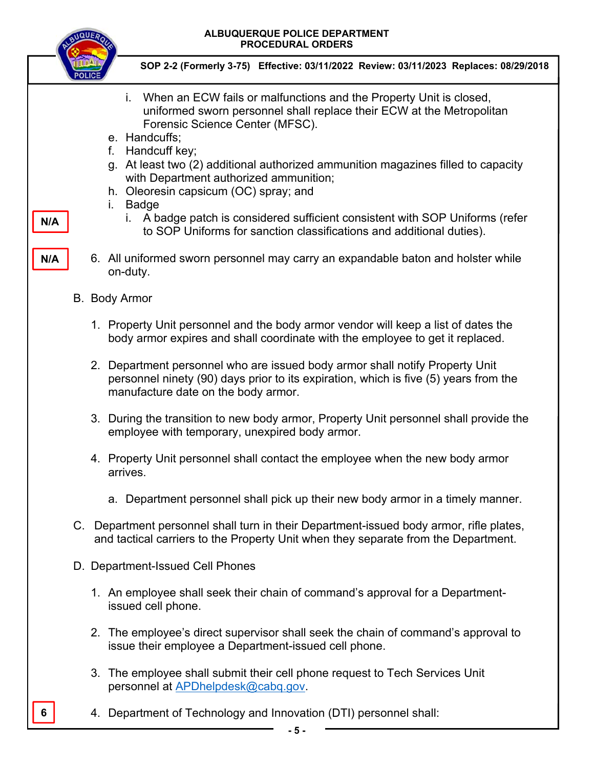i. When an ECW fails or malfunctions and the Property Unit is closed, uniformed sworn personnel shall replace their ECW at the Metropolitan Forensic Science Center (MFSC).

e. Handcuffs;
f. Handcuff key;
g. At least two (2) additional authorized ammunition magazines filled to capacity with Department authorized ammunition;
h. Oleoresin capsicum (OC) spray; and
i. Badge

N/A

i. A badge patch is considered sufficient consistent with SOP Uniforms (refer to SOP Uniforms for sanction classifications and additional duties).

N/A

6. All uniformed sworn personnel may carry an expandable baton and holster while on-duty.

B. Body Armor

1. Property Unit personnel and the body armor vendor will keep a list of dates the body armor expires and shall coordinate with the employee to get it replaced.

2. Department personnel who are issued body armor shall notify Property Unit personnel ninety (90) days prior to its expiration, which is five (5) years from the manufacture date on the body armor.

3. During the transition to new body armor, Property Unit personnel shall provide the employee with temporary, unexpired body armor.

4. Property Unit personnel shall contact the employee when the new body armor arrives.

   a. Department personnel shall pick up their new body armor in a timely manner.

C. Department personnel shall turn in their Department-issued body armor, rifle plates, and tactical carriers to the Property Unit when they separate from the Department.

D. Department-Issued Cell Phones

1. An employee shall seek their chain of command's approval for a Department-issued cell phone.

2. The employee's direct supervisor shall seek the chain of command's approval to issue their employee a Department-issued cell phone.

3. The employee shall submit their cell phone request to Tech Services Unit personnel at APDhelpdesk@cabq.gov.

6

4. Department of Technology and Innovation (DTI) personnel shall: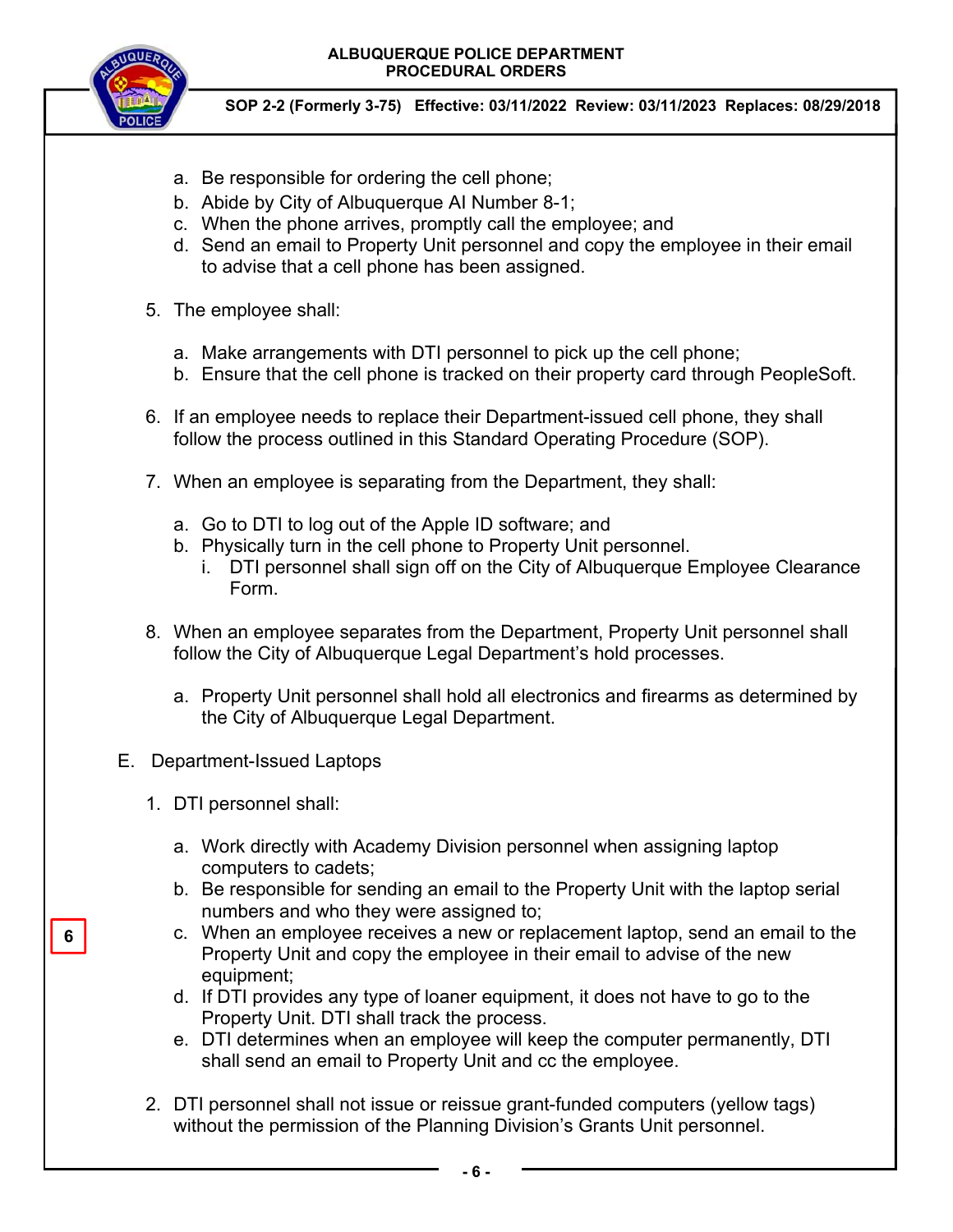a. Be responsible for ordering the cell phone;
b. Abide by City of Albuquerque AI Number 8-1;
c. When the phone arrives, promptly call the employee; and
d. Send an email to Property Unit personnel and copy the employee in their email to advise that a cell phone has been assigned.

5. The employee shall:

   a. Make arrangements with DTI personnel to pick up the cell phone;
   b. Ensure that the cell phone is tracked on their property card through PeopleSoft.

6. If an employee needs to replace their Department-issued cell phone, they shall follow the process outlined in this Standard Operating Procedure (SOP).

7. When an employee is separating from the Department, they shall:

   a. Go to DTI to log out of the Apple ID software; and
   b. Physically turn in the cell phone to Property Unit personnel.
      i. DTI personnel shall sign off on the City of Albuquerque Employee Clearance Form.

8. When an employee separates from the Department, Property Unit personnel shall follow the City of Albuquerque Legal Department's hold processes.

   a. Property Unit personnel shall hold all electronics and firearms as determined by the City of Albuquerque Legal Department.

E. Department-Issued Laptops

1. DTI personnel shall:

   a. Work directly with Academy Division personnel when assigning laptop computers to cadets;
   b. Be responsible for sending an email to the Property Unit with the laptop serial numbers and who they were assigned to;
   c. When an employee receives a new or replacement laptop, send an email to the Property Unit and copy the employee in their email to advise of the new equipment;
   d. If DTI provides any type of loaner equipment, it does not have to go to the Property Unit. DTI shall track the process.
   e. DTI determines when an employee will keep the computer permanently, DTI shall send an email to Property Unit and cc the employee.

2. DTI personnel shall not issue or reissue grant-funded computers (yellow tags) without the permission of the Planning Division's Grants Unit personnel.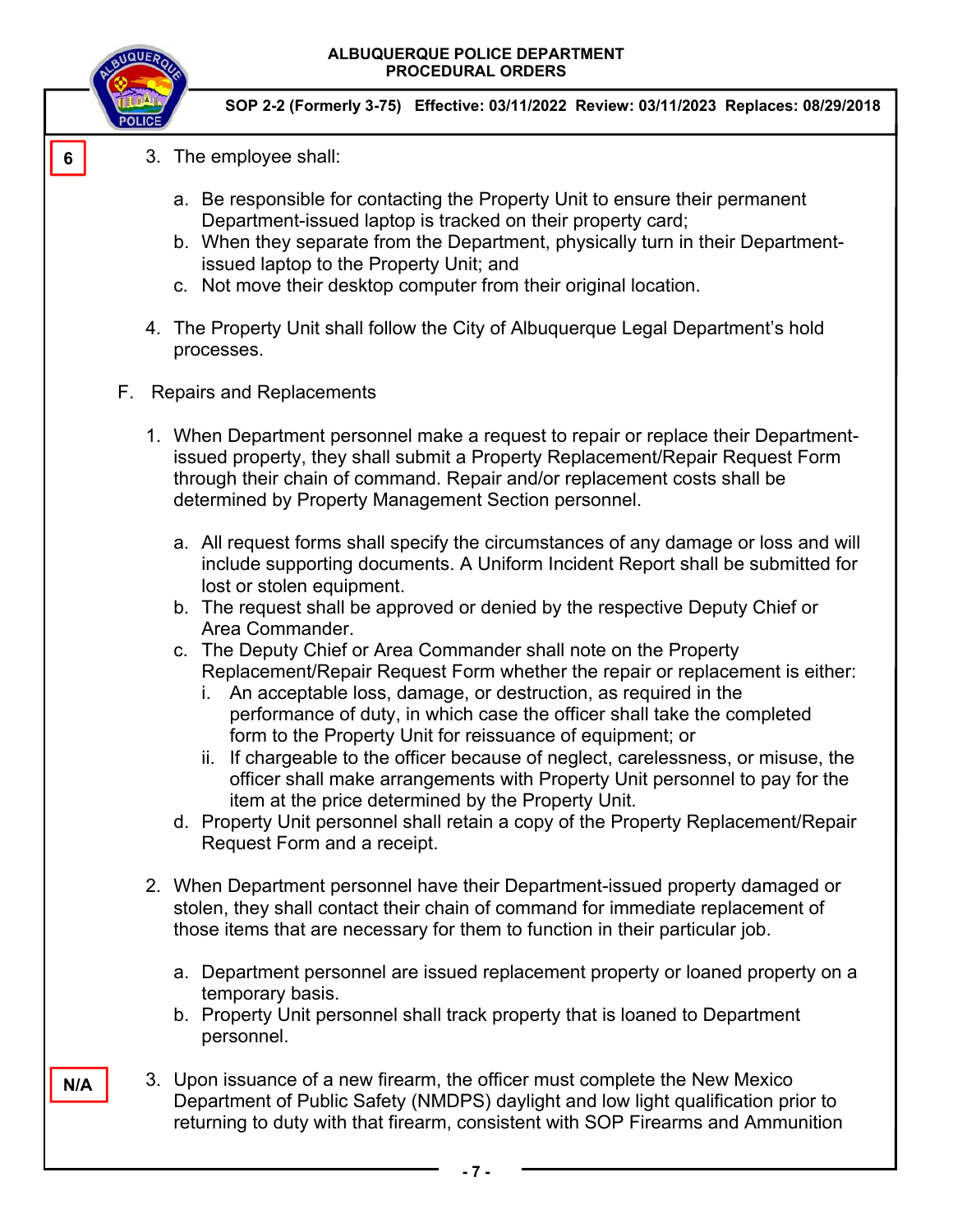6

3. The employee shall:

   a. Be responsible for contacting the Property Unit to ensure their permanent Department-issued laptop is tracked on their property card;
   b. When they separate from the Department, physically turn in their Department-issued laptop to the Property Unit; and
   c. Not move their desktop computer from their original location.

4. The Property Unit shall follow the City of Albuquerque Legal Department's hold processes.

F. Repairs and Replacements

1. When Department personnel make a request to repair or replace their Department-issued property, they shall submit a Property Replacement/Repair Request Form through their chain of command. Repair and/or replacement costs shall be determined by Property Management Section personnel.

   a. All request forms shall specify the circumstances of any damage or loss and will include supporting documents. A Uniform Incident Report shall be submitted for lost or stolen equipment.
   b. The request shall be approved or denied by the respective Deputy Chief or Area Commander.
   c. The Deputy Chief or Area Commander shall note on the Property Replacement/Repair Request Form whether the repair or replacement is either:
      i. An acceptable loss, damage, or destruction, as required in the performance of duty, in which case the officer shall take the completed form to the Property Unit for reissuance of equipment; or
      ii. If chargeable to the officer because of neglect, carelessness, or misuse, the officer shall make arrangements with Property Unit personnel to pay for the item at the price determined by the Property Unit.
   d. Property Unit personnel shall retain a copy of the Property Replacement/Repair Request Form and a receipt.

2. When Department personnel have their Department-issued property damaged or stolen, they shall contact their chain of command for immediate replacement of those items that are necessary for them to function in their particular job.

   a. Department personnel are issued replacement property or loaned property on a temporary basis.
   b. Property Unit personnel shall track property that is loaned to Department personnel.

N/A

3. Upon issuance of a new firearm, the officer must complete the New Mexico Department of Public Safety (NMDPS) daylight and low light qualification prior to returning to duty with that firearm, consistent with SOP Firearms and Ammunition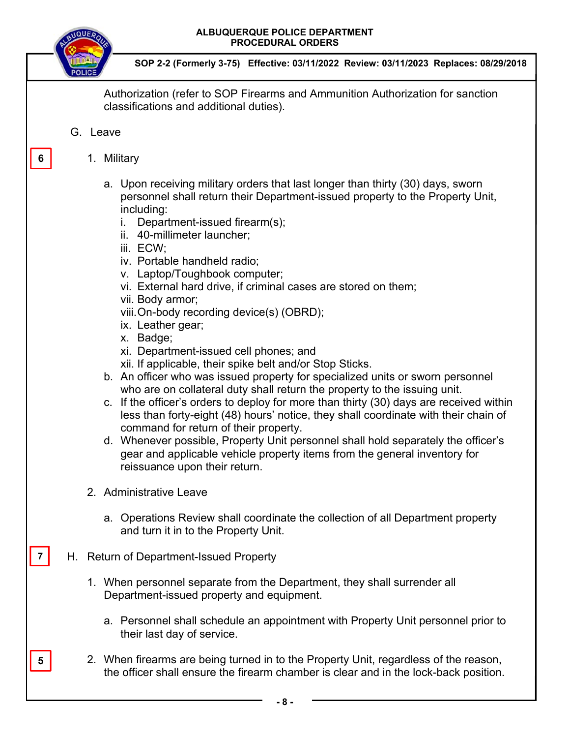Authorization (refer to SOP Firearms and Ammunition Authorization for sanction classifications and additional duties).

G. Leave

6

1. Military

   a. Upon receiving military orders that last longer than thirty (30) days, sworn personnel shall return their Department-issued property to the Property Unit, including:
      i. Department-issued firearm(s);
      ii. 40-millimeter launcher;
      iii. ECW;
      iv. Portable handheld radio;
      v. Laptop/Toughbook computer;
      vi. External hard drive, if criminal cases are stored on them;
      vii. Body armor;
      viii. On-body recording device(s) (OBRD);
      ix. Leather gear;
      x. Badge;
      xi. Department-issued cell phones; and
      xii. If applicable, their spike belt and/or Stop Sticks.
   b. An officer who was issued property for specialized units or sworn personnel who are on collateral duty shall return the property to the issuing unit.
   c. If the officer's orders to deploy for more than thirty (30) days are received within less than forty-eight (48) hours' notice, they shall coordinate with their chain of command for return of their property.
   d. Whenever possible, Property Unit personnel shall hold separately the officer's gear and applicable vehicle property items from the general inventory for reissuance upon their return.

2. Administrative Leave

   a. Operations Review shall coordinate the collection of all Department property and turn it in to the Property Unit.

7

H. Return of Department-Issued Property

1. When personnel separate from the Department, they shall surrender all Department-issued property and equipment.

   a. Personnel shall schedule an appointment with Property Unit personnel prior to their last day of service.

5

2. When firearms are being turned in to the Property Unit, regardless of the reason, the officer shall ensure the firearm chamber is clear and in the lock-back position.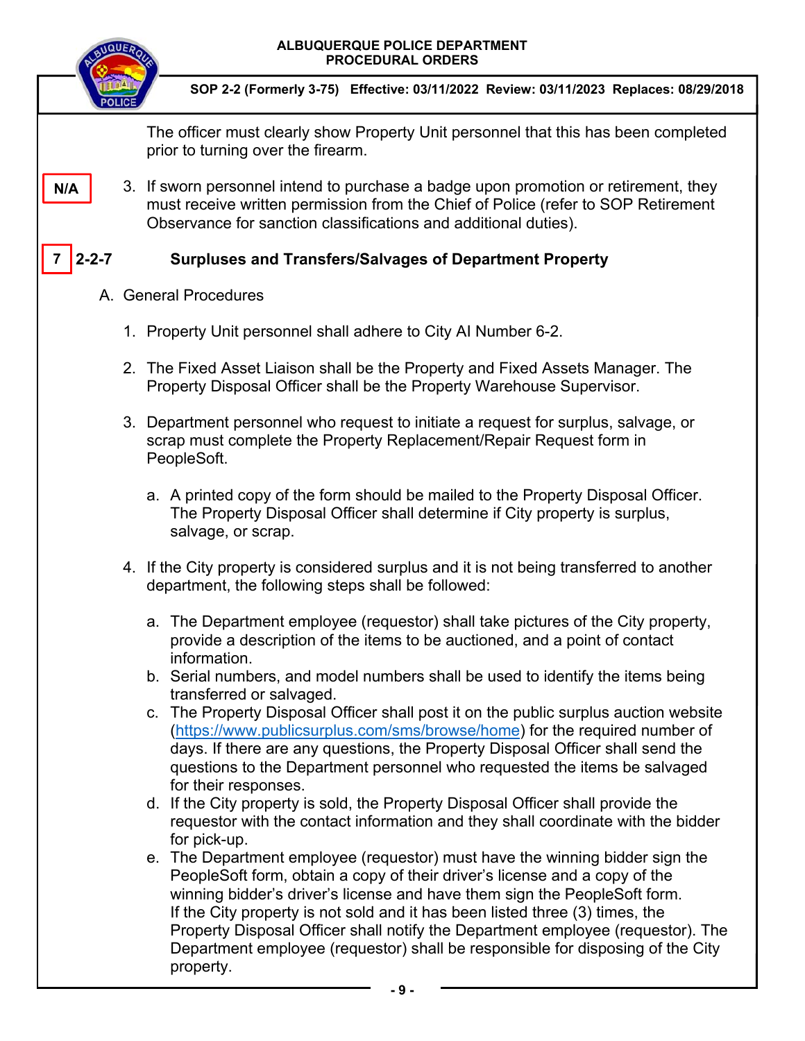The officer must clearly show Property Unit personnel that this has been completed prior to turning over the firearm.

N/A

3. If sworn personnel intend to purchase a badge upon promotion or retirement, they must receive written permission from the Chief of Police (refer to SOP Retirement Observance for sanction classifications and additional duties).

7 **2-2-7 Surpluses and Transfers/Salvages of Department Property**

A. General Procedures

1. Property Unit personnel shall adhere to City AI Number 6-2.

2. The Fixed Asset Liaison shall be the Property and Fixed Assets Manager. The Property Disposal Officer shall be the Property Warehouse Supervisor.

3. Department personnel who request to initiate a request for surplus, salvage, or scrap must complete the Property Replacement/Repair Request form in PeopleSoft.

    a. A printed copy of the form should be mailed to the Property Disposal Officer. The Property Disposal Officer shall determine if City property is surplus, salvage, or scrap.

4. If the City property is considered surplus and it is not being transferred to another department, the following steps shall be followed:

    a. The Department employee (requestor) shall take pictures of the City property, provide a description of the items to be auctioned, and a point of contact information.
    b. Serial numbers, and model numbers shall be used to identify the items being transferred or salvaged.
    c. The Property Disposal Officer shall post it on the public surplus auction website (https://www.publicsurplus.com/sms/browse/home) for the required number of days. If there are any questions, the Property Disposal Officer shall send the questions to the Department personnel who requested the items be salvaged for their responses.
    d. If the City property is sold, the Property Disposal Officer shall provide the requestor with the contact information and they shall coordinate with the bidder for pick-up.
    e. The Department employee (requestor) must have the winning bidder sign the PeopleSoft form, obtain a copy of their driver's license and a copy of the winning bidder's driver's license and have them sign the PeopleSoft form. If the City property is not sold and it has been listed three (3) times, the Property Disposal Officer shall notify the Department employee (requestor). The Department employee (requestor) shall be responsible for disposing of the City property.